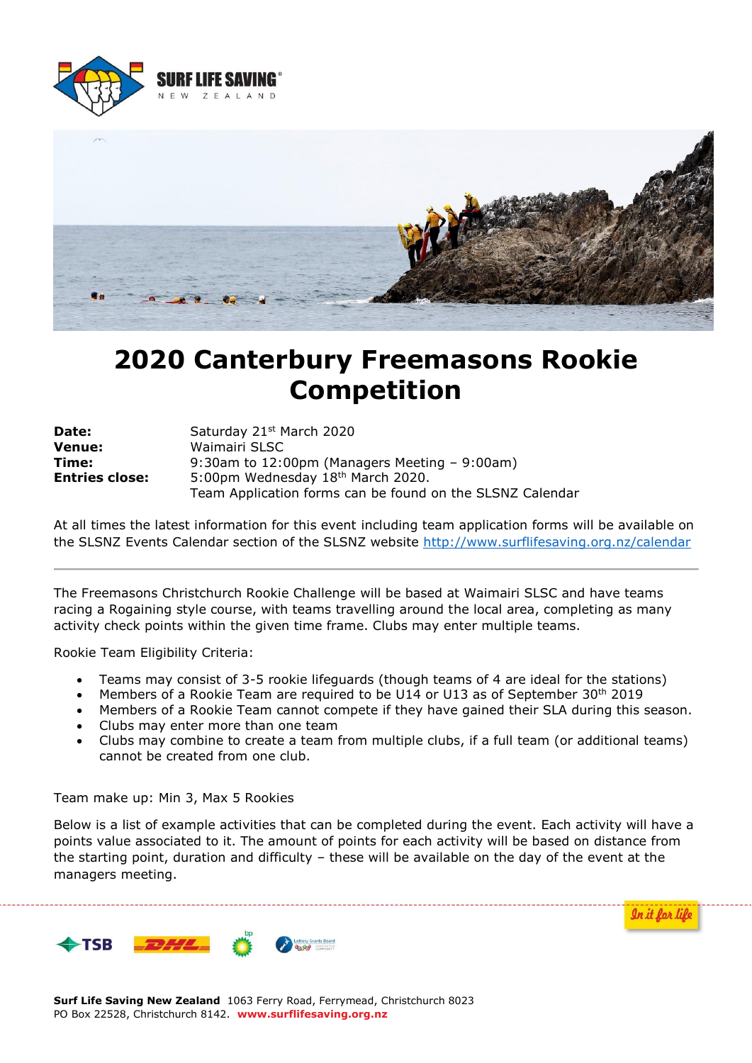# 2020 Canterbury Freemasons Rookie Competition

| | |
|---|---|
| **Date:** | Saturday 21st March 2020 |
| **Venue:** | Waimairi SLSC |
| **Time:** | 9:30am to 12:00pm (Managers Meeting – 9:00am) |
| **Entries close:** | 5:00pm Wednesday 18th March 2020. Team Application forms can be found on the SLSNZ Calendar |

At all times the latest information for this event including team application forms will be available on the SLSNZ Events Calendar section of the SLSNZ website http://www.surflifesaving.org.nz/calendar

---

The Freemasons Christchurch Rookie Challenge will be based at Waimairi SLSC and have teams racing a Rogaining style course, with teams travelling around the local area, completing as many activity check points within the given time frame. Clubs may enter multiple teams.

Rookie Team Eligibility Criteria:

- Teams may consist of 3-5 rookie lifeguards (though teams of 4 are ideal for the stations)
- Members of a Rookie Team are required to be U14 or U13 as of September 30th 2019
- Members of a Rookie Team cannot compete if they have gained their SLA during this season.
- Clubs may enter more than one team
- Clubs may combine to create a team from multiple clubs, if a full team (or additional teams) cannot be created from one club.

Team make up: Min 3, Max 5 Rookies

Below is a list of example activities that can be completed during the event. Each activity will have a points value associated to it. The amount of points for each activity will be based on distance from the starting point, duration and difficulty – these will be available on the day of the event at the managers meeting.

**Surf Life Saving New Zealand** 1063 Ferry Road, Ferrymead, Christchurch 8023
PO Box 22528, Christchurch 8142. **www.surflifesaving.org.nz**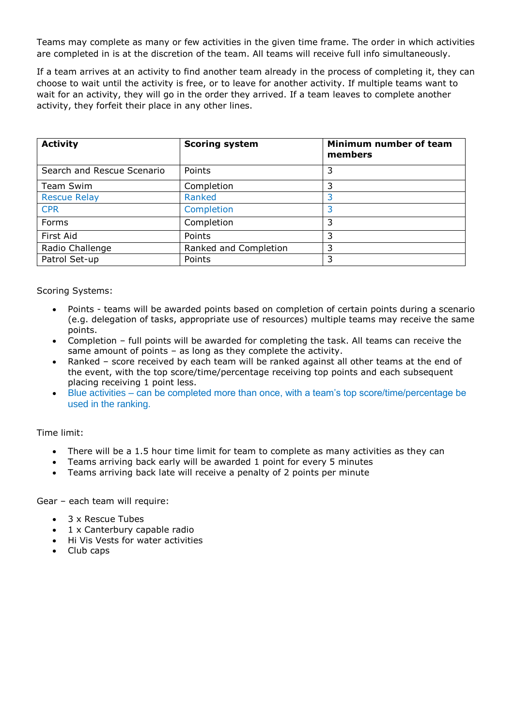Teams may complete as many or few activities in the given time frame. The order in which activities are completed in is at the discretion of the team. All teams will receive full info simultaneously.

If a team arrives at an activity to find another team already in the process of completing it, they can choose to wait until the activity is free, or to leave for another activity. If multiple teams want to wait for an activity, they will go in the order they arrived. If a team leaves to complete another activity, they forfeit their place in any other lines.

| Activity | Scoring system | Minimum number of team members |
|---|---|---|
| Search and Rescue Scenario | Points | 3 |
| Team Swim | Completion | 3 |
| Rescue Relay | Ranked | 3 |
| CPR | Completion | 3 |
| Forms | Completion | 3 |
| First Aid | Points | 3 |
| Radio Challenge | Ranked and Completion | 3 |
| Patrol Set-up | Points | 3 |

Scoring Systems:

- Points - teams will be awarded points based on completion of certain points during a scenario (e.g. delegation of tasks, appropriate use of resources) multiple teams may receive the same points.
- Completion – full points will be awarded for completing the task. All teams can receive the same amount of points – as long as they complete the activity.
- Ranked – score received by each team will be ranked against all other teams at the end of the event, with the top score/time/percentage receiving top points and each subsequent placing receiving 1 point less.
- Blue activities – can be completed more than once, with a team's top score/time/percentage be used in the ranking.

Time limit:

- There will be a 1.5 hour time limit for team to complete as many activities as they can
- Teams arriving back early will be awarded 1 point for every 5 minutes
- Teams arriving back late will receive a penalty of 2 points per minute

Gear – each team will require:

- 3 x Rescue Tubes
- 1 x Canterbury capable radio
- Hi Vis Vests for water activities
- Club caps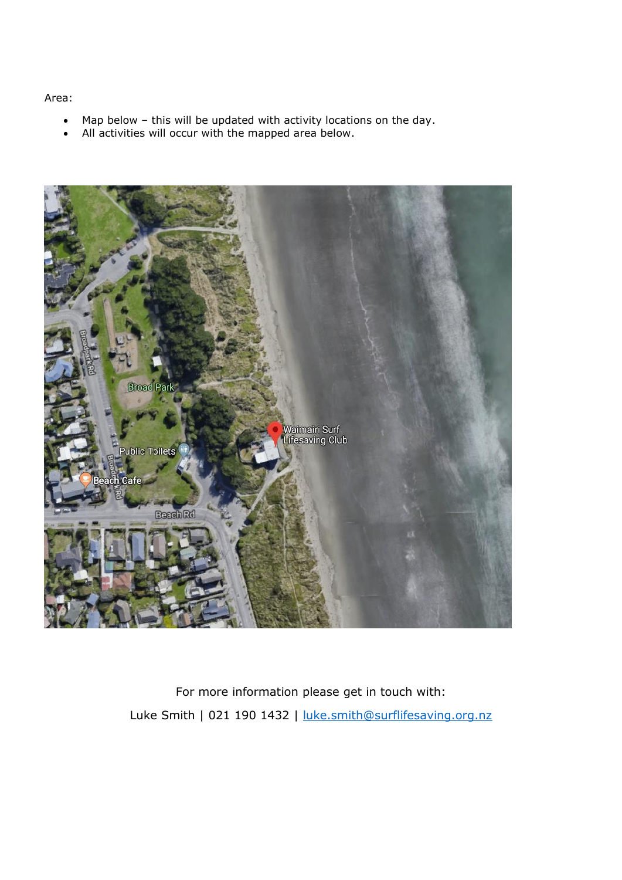Area:

- Map below – this will be updated with activity locations on the day.
- All activities will occur with the mapped area below.

For more information please get in touch with:

Luke Smith | 021 190 1432 | [luke.smith@surflifesaving.org.nz](mailto:luke.smith@surflifesaving.org.nz)